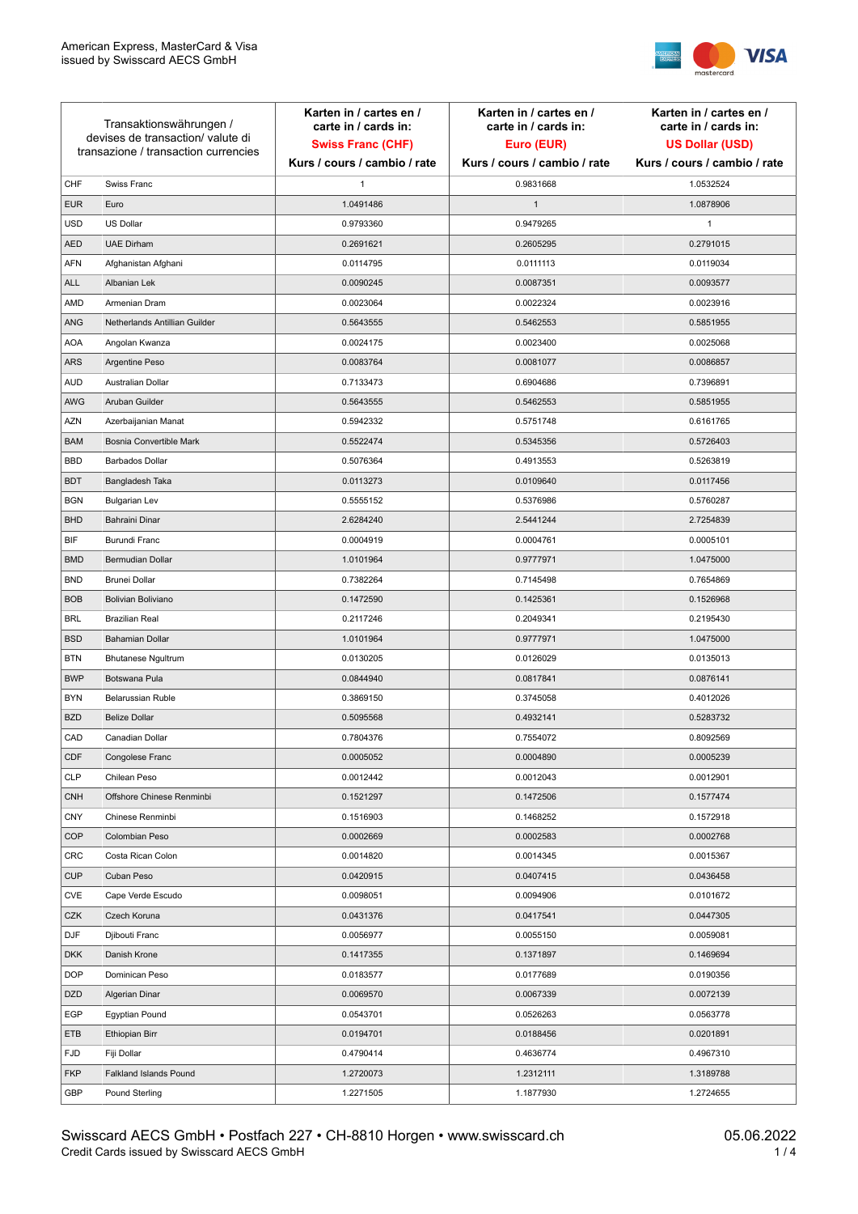American Express, MasterCard & Visa
issued by Swisscard AECS GmbH

| Transaktionswährungen / devises de transaction/ valute di transazione / transaction currencies | | Karten in / cartes en / carte in / cards in: **Swiss Franc (CHF)** Kurs / cours / cambio / rate | Karten in / cartes en / carte in / cards in: **Euro (EUR)** Kurs / cours / cambio / rate | Karten in / cartes en / carte in / cards in: **US Dollar (USD)** Kurs / cours / cambio / rate |
|---|---|---|---|---|
| CHF | Swiss Franc | 1 | 0.9831668 | 1.0532524 |
| EUR | Euro | 1.0491486 | 1 | 1.0878906 |
| USD | US Dollar | 0.9793360 | 0.9479265 | 1 |
| AED | UAE Dirham | 0.2691621 | 0.2605295 | 0.2791015 |
| AFN | Afghanistan Afghani | 0.0114795 | 0.0111113 | 0.0119034 |
| ALL | Albanian Lek | 0.0090245 | 0.0087351 | 0.0093577 |
| AMD | Armenian Dram | 0.0023064 | 0.0022324 | 0.0023916 |
| ANG | Netherlands Antillian Guilder | 0.5643555 | 0.5462553 | 0.5851955 |
| AOA | Angolan Kwanza | 0.0024175 | 0.0023400 | 0.0025068 |
| ARS | Argentine Peso | 0.0083764 | 0.0081077 | 0.0086857 |
| AUD | Australian Dollar | 0.7133473 | 0.6904686 | 0.7396891 |
| AWG | Aruban Guilder | 0.5643555 | 0.5462553 | 0.5851955 |
| AZN | Azerbaijanian Manat | 0.5942332 | 0.5751748 | 0.6161765 |
| BAM | Bosnia Convertible Mark | 0.5522474 | 0.5345356 | 0.5726403 |
| BBD | Barbados Dollar | 0.5076364 | 0.4913553 | 0.5263819 |
| BDT | Bangladesh Taka | 0.0113273 | 0.0109640 | 0.0117456 |
| BGN | Bulgarian Lev | 0.5555152 | 0.5376986 | 0.5760287 |
| BHD | Bahraini Dinar | 2.6284240 | 2.5441244 | 2.7254839 |
| BIF | Burundi Franc | 0.0004919 | 0.0004761 | 0.0005101 |
| BMD | Bermudian Dollar | 1.0101964 | 0.9777971 | 1.0475000 |
| BND | Brunei Dollar | 0.7382264 | 0.7145498 | 0.7654869 |
| BOB | Bolivian Boliviano | 0.1472590 | 0.1425361 | 0.1526968 |
| BRL | Brazilian Real | 0.2117246 | 0.2049341 | 0.2195430 |
| BSD | Bahamian Dollar | 1.0101964 | 0.9777971 | 1.0475000 |
| BTN | Bhutanese Ngultrum | 0.0130205 | 0.0126029 | 0.0135013 |
| BWP | Botswana Pula | 0.0844940 | 0.0817841 | 0.0876141 |
| BYN | Belarussian Ruble | 0.3869150 | 0.3745058 | 0.4012026 |
| BZD | Belize Dollar | 0.5095568 | 0.4932141 | 0.5283732 |
| CAD | Canadian Dollar | 0.7804376 | 0.7554072 | 0.8092569 |
| CDF | Congolese Franc | 0.0005052 | 0.0004890 | 0.0005239 |
| CLP | Chilean Peso | 0.0012442 | 0.0012043 | 0.0012901 |
| CNH | Offshore Chinese Renminbi | 0.1521297 | 0.1472506 | 0.1577474 |
| CNY | Chinese Renminbi | 0.1516903 | 0.1468252 | 0.1572918 |
| COP | Colombian Peso | 0.0002669 | 0.0002583 | 0.0002768 |
| CRC | Costa Rican Colon | 0.0014820 | 0.0014345 | 0.0015367 |
| CUP | Cuban Peso | 0.0420915 | 0.0407415 | 0.0436458 |
| CVE | Cape Verde Escudo | 0.0098051 | 0.0094906 | 0.0101672 |
| CZK | Czech Koruna | 0.0431376 | 0.0417541 | 0.0447305 |
| DJF | Djibouti Franc | 0.0056977 | 0.0055150 | 0.0059081 |
| DKK | Danish Krone | 0.1417355 | 0.1371897 | 0.1469694 |
| DOP | Dominican Peso | 0.0183577 | 0.0177689 | 0.0190356 |
| DZD | Algerian Dinar | 0.0069570 | 0.0067339 | 0.0072139 |
| EGP | Egyptian Pound | 0.0543701 | 0.0526263 | 0.0563778 |
| ETB | Ethiopian Birr | 0.0194701 | 0.0188456 | 0.0201891 |
| FJD | Fiji Dollar | 0.4790414 | 0.4636774 | 0.4967310 |
| FKP | Falkland Islands Pound | 1.2720073 | 1.2312111 | 1.3189788 |
| GBP | Pound Sterling | 1.2271505 | 1.1877930 | 1.2724655 |

Swisscard AECS GmbH • Postfach 227 • CH-8810 Horgen • www.swisscard.ch
Credit Cards issued by Swisscard AECS GmbH

05.06.2022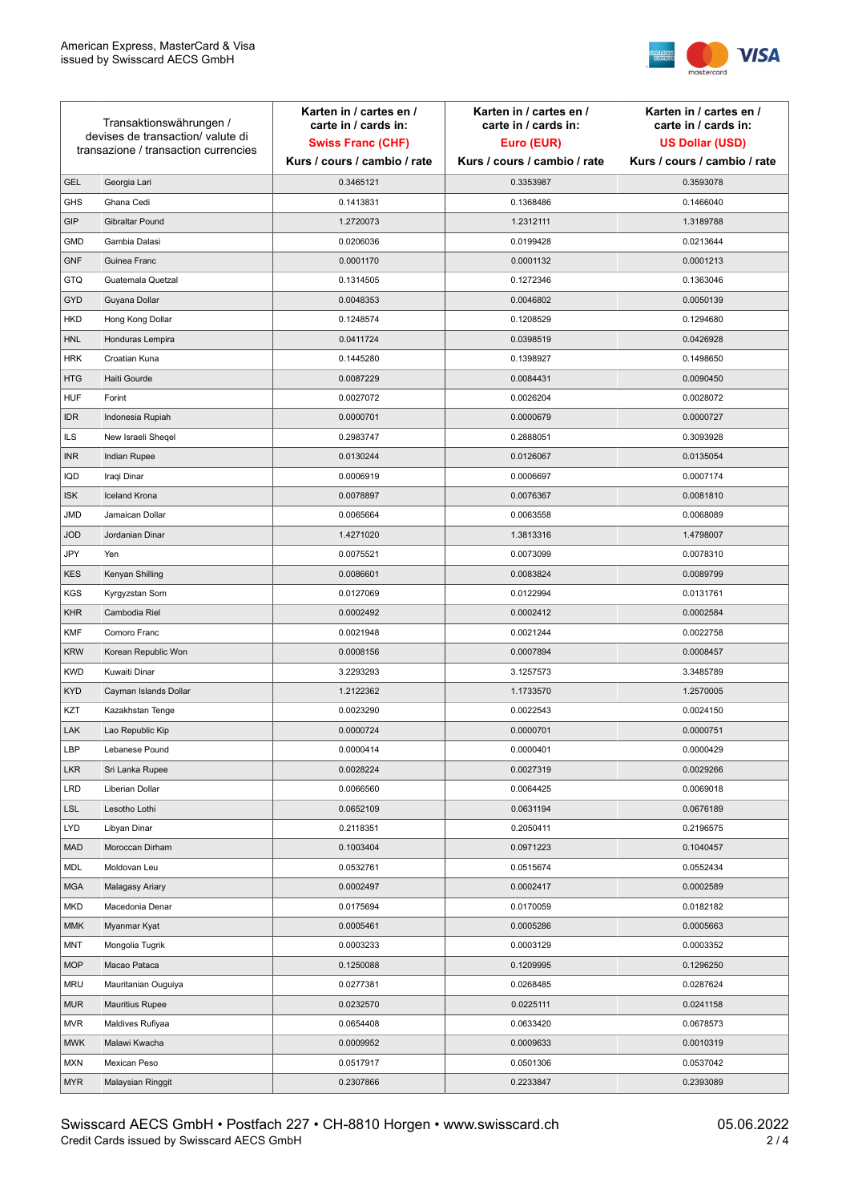| Transaktionswährungen / devises de transaction/ valute di transazione / transaction currencies | | Karten in / cartes en / carte in / cards in: **Swiss Franc (CHF)** Kurs / cours / cambio / rate | Karten in / cartes en / carte in / cards in: **Euro (EUR)** Kurs / cours / cambio / rate | Karten in / cartes en / carte in / cards in: **US Dollar (USD)** Kurs / cours / cambio / rate |
|---|---|---|---|---|
| GEL | Georgia Lari | 0.3465121 | 0.3353987 | 0.3593078 |
| GHS | Ghana Cedi | 0.1413831 | 0.1368486 | 0.1466040 |
| GIP | Gibraltar Pound | 1.2720073 | 1.2312111 | 1.3189788 |
| GMD | Gambia Dalasi | 0.0206036 | 0.0199428 | 0.0213644 |
| GNF | Guinea Franc | 0.0001170 | 0.0001132 | 0.0001213 |
| GTQ | Guatemala Quetzal | 0.1314505 | 0.1272346 | 0.1363046 |
| GYD | Guyana Dollar | 0.0048353 | 0.0046802 | 0.0050139 |
| HKD | Hong Kong Dollar | 0.1248574 | 0.1208529 | 0.1294680 |
| HNL | Honduras Lempira | 0.0411724 | 0.0398519 | 0.0426928 |
| HRK | Croatian Kuna | 0.1445280 | 0.1398927 | 0.1498650 |
| HTG | Haiti Gourde | 0.0087229 | 0.0084431 | 0.0090450 |
| HUF | Forint | 0.0027072 | 0.0026204 | 0.0028072 |
| IDR | Indonesia Rupiah | 0.0000701 | 0.0000679 | 0.0000727 |
| ILS | New Israeli Sheqel | 0.2983747 | 0.2888051 | 0.3093928 |
| INR | Indian Rupee | 0.0130244 | 0.0126067 | 0.0135054 |
| IQD | Iraqi Dinar | 0.0006919 | 0.0006697 | 0.0007174 |
| ISK | Iceland Krona | 0.0078897 | 0.0076367 | 0.0081810 |
| JMD | Jamaican Dollar | 0.0065664 | 0.0063558 | 0.0068089 |
| JOD | Jordanian Dinar | 1.4271020 | 1.3813316 | 1.4798007 |
| JPY | Yen | 0.0075521 | 0.0073099 | 0.0078310 |
| KES | Kenyan Shilling | 0.0086601 | 0.0083824 | 0.0089799 |
| KGS | Kyrgyzstan Som | 0.0127069 | 0.0122994 | 0.0131761 |
| KHR | Cambodia Riel | 0.0002492 | 0.0002412 | 0.0002584 |
| KMF | Comoro Franc | 0.0021948 | 0.0021244 | 0.0022758 |
| KRW | Korean Republic Won | 0.0008156 | 0.0007894 | 0.0008457 |
| KWD | Kuwaiti Dinar | 3.2293293 | 3.1257573 | 3.3485789 |
| KYD | Cayman Islands Dollar | 1.2122362 | 1.1733570 | 1.2570005 |
| KZT | Kazakhstan Tenge | 0.0023290 | 0.0022543 | 0.0024150 |
| LAK | Lao Republic Kip | 0.0000724 | 0.0000701 | 0.0000751 |
| LBP | Lebanese Pound | 0.0000414 | 0.0000401 | 0.0000429 |
| LKR | Sri Lanka Rupee | 0.0028224 | 0.0027319 | 0.0029266 |
| LRD | Liberian Dollar | 0.0066560 | 0.0064425 | 0.0069018 |
| LSL | Lesotho Lothi | 0.0652109 | 0.0631194 | 0.0676189 |
| LYD | Libyan Dinar | 0.2118351 | 0.2050411 | 0.2196575 |
| MAD | Moroccan Dirham | 0.1003404 | 0.0971223 | 0.1040457 |
| MDL | Moldovan Leu | 0.0532761 | 0.0515674 | 0.0552434 |
| MGA | Malagasy Ariary | 0.0002497 | 0.0002417 | 0.0002589 |
| MKD | Macedonia Denar | 0.0175694 | 0.0170059 | 0.0182182 |
| MMK | Myanmar Kyat | 0.0005461 | 0.0005286 | 0.0005663 |
| MNT | Mongolia Tugrik | 0.0003233 | 0.0003129 | 0.0003352 |
| MOP | Macao Pataca | 0.1250088 | 0.1209995 | 0.1296250 |
| MRU | Mauritanian Ouguiya | 0.0277381 | 0.0268485 | 0.0287624 |
| MUR | Mauritius Rupee | 0.0232570 | 0.0225111 | 0.0241158 |
| MVR | Maldives Rufiyaa | 0.0654408 | 0.0633420 | 0.0678573 |
| MWK | Malawi Kwacha | 0.0009952 | 0.0009633 | 0.0010319 |
| MXN | Mexican Peso | 0.0517917 | 0.0501306 | 0.0537042 |
| MYR | Malaysian Ringgit | 0.2307866 | 0.2233847 | 0.2393089 |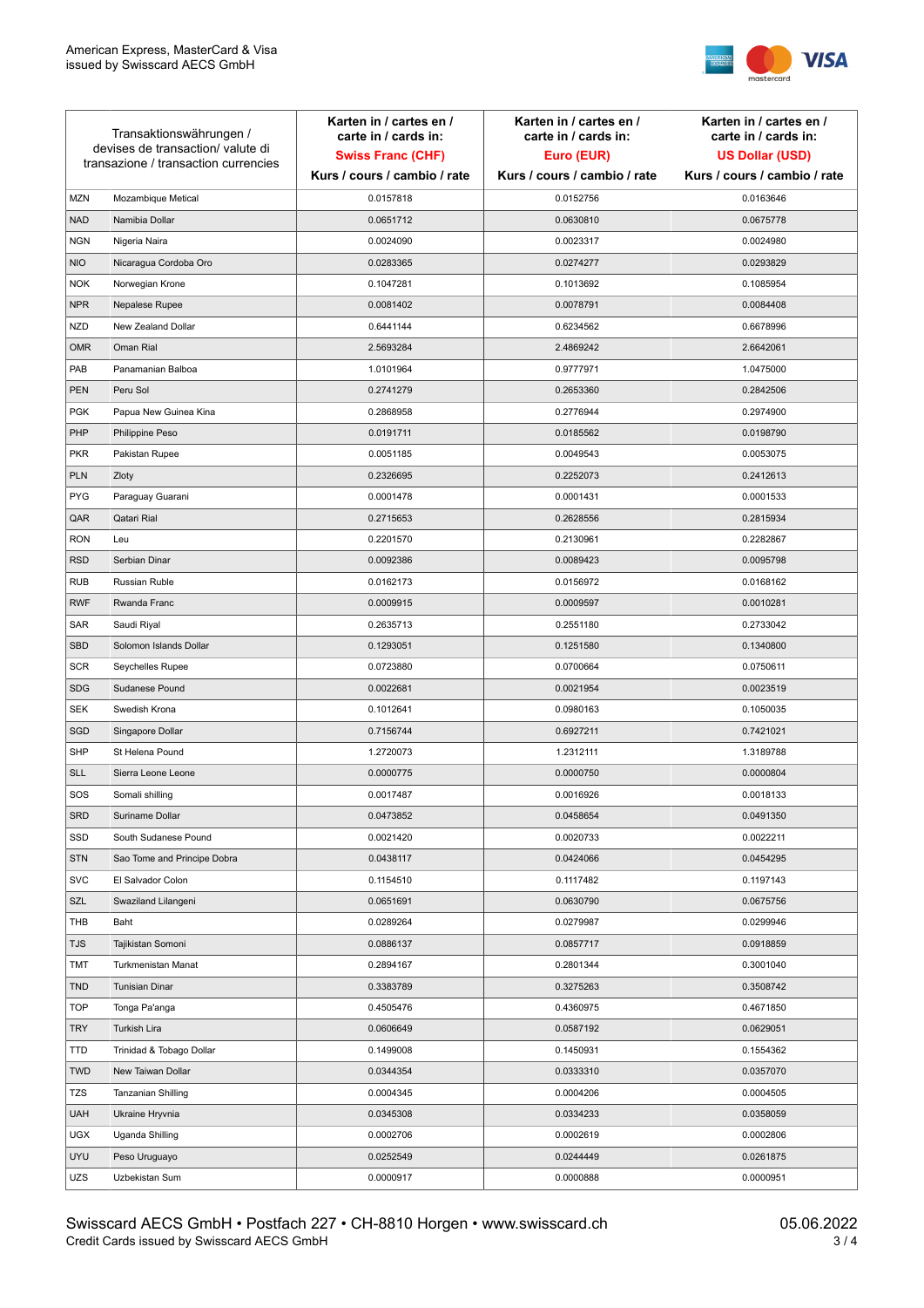| Transaktionswährungen / devises de transaction/ valute di transazione / transaction currencies | | Karten in / cartes en / carte in / cards in: **Swiss Franc (CHF)** Kurs / cours / cambio / rate | Karten in / cartes en / carte in / cards in: **Euro (EUR)** Kurs / cours / cambio / rate | Karten in / cartes en / carte in / cards in: **US Dollar (USD)** Kurs / cours / cambio / rate |
|---|---|---|---|---|
| MZN | Mozambique Metical | 0.0157818 | 0.0152756 | 0.0163646 |
| NAD | Namibia Dollar | 0.0651712 | 0.0630810 | 0.0675778 |
| NGN | Nigeria Naira | 0.0024090 | 0.0023317 | 0.0024980 |
| NIO | Nicaragua Cordoba Oro | 0.0283365 | 0.0274277 | 0.0293829 |
| NOK | Norwegian Krone | 0.1047281 | 0.1013692 | 0.1085954 |
| NPR | Nepalese Rupee | 0.0081402 | 0.0078791 | 0.0084408 |
| NZD | New Zealand Dollar | 0.6441144 | 0.6234562 | 0.6678996 |
| OMR | Oman Rial | 2.5693284 | 2.4869242 | 2.6642061 |
| PAB | Panamanian Balboa | 1.0101964 | 0.9777971 | 1.0475000 |
| PEN | Peru Sol | 0.2741279 | 0.2653360 | 0.2842506 |
| PGK | Papua New Guinea Kina | 0.2868958 | 0.2776944 | 0.2974900 |
| PHP | Philippine Peso | 0.0191711 | 0.0185562 | 0.0198790 |
| PKR | Pakistan Rupee | 0.0051185 | 0.0049543 | 0.0053075 |
| PLN | Zloty | 0.2326695 | 0.2252073 | 0.2412613 |
| PYG | Paraguay Guarani | 0.0001478 | 0.0001431 | 0.0001533 |
| QAR | Qatari Rial | 0.2715653 | 0.2628556 | 0.2815934 |
| RON | Leu | 0.2201570 | 0.2130961 | 0.2282867 |
| RSD | Serbian Dinar | 0.0092386 | 0.0089423 | 0.0095798 |
| RUB | Russian Ruble | 0.0162173 | 0.0156972 | 0.0168162 |
| RWF | Rwanda Franc | 0.0009915 | 0.0009597 | 0.0010281 |
| SAR | Saudi Riyal | 0.2635713 | 0.2551180 | 0.2733042 |
| SBD | Solomon Islands Dollar | 0.1293051 | 0.1251580 | 0.1340800 |
| SCR | Seychelles Rupee | 0.0723880 | 0.0700664 | 0.0750611 |
| SDG | Sudanese Pound | 0.0022681 | 0.0021954 | 0.0023519 |
| SEK | Swedish Krona | 0.1012641 | 0.0980163 | 0.1050035 |
| SGD | Singapore Dollar | 0.7156744 | 0.6927211 | 0.7421021 |
| SHP | St Helena Pound | 1.2720073 | 1.2312111 | 1.3189788 |
| SLL | Sierra Leone Leone | 0.0000775 | 0.0000750 | 0.0000804 |
| SOS | Somali shilling | 0.0017487 | 0.0016926 | 0.0018133 |
| SRD | Suriname Dollar | 0.0473852 | 0.0458654 | 0.0491350 |
| SSD | South Sudanese Pound | 0.0021420 | 0.0020733 | 0.0022211 |
| STN | Sao Tome and Principe Dobra | 0.0438117 | 0.0424066 | 0.0454295 |
| SVC | El Salvador Colon | 0.1154510 | 0.1117482 | 0.1197143 |
| SZL | Swaziland Lilangeni | 0.0651691 | 0.0630790 | 0.0675756 |
| THB | Baht | 0.0289264 | 0.0279987 | 0.0299946 |
| TJS | Tajikistan Somoni | 0.0886137 | 0.0857717 | 0.0918859 |
| TMT | Turkmenistan Manat | 0.2894167 | 0.2801344 | 0.3001040 |
| TND | Tunisian Dinar | 0.3383789 | 0.3275263 | 0.3508742 |
| TOP | Tonga Pa'anga | 0.4505476 | 0.4360975 | 0.4671850 |
| TRY | Turkish Lira | 0.0606649 | 0.0587192 | 0.0629051 |
| TTD | Trinidad & Tobago Dollar | 0.1499008 | 0.1450931 | 0.1554362 |
| TWD | New Taiwan Dollar | 0.0344354 | 0.0333310 | 0.0357070 |
| TZS | Tanzanian Shilling | 0.0004345 | 0.0004206 | 0.0004505 |
| UAH | Ukraine Hryvnia | 0.0345308 | 0.0334233 | 0.0358059 |
| UGX | Uganda Shilling | 0.0002706 | 0.0002619 | 0.0002806 |
| UYU | Peso Uruguayo | 0.0252549 | 0.0244449 | 0.0261875 |
| UZS | Uzbekistan Sum | 0.0000917 | 0.0000888 | 0.0000951 |

Swisscard AECS GmbH • Postfach 227 • CH-8810 Horgen • www.swisscard.ch
Credit Cards issued by Swisscard AECS GmbH

05.06.2022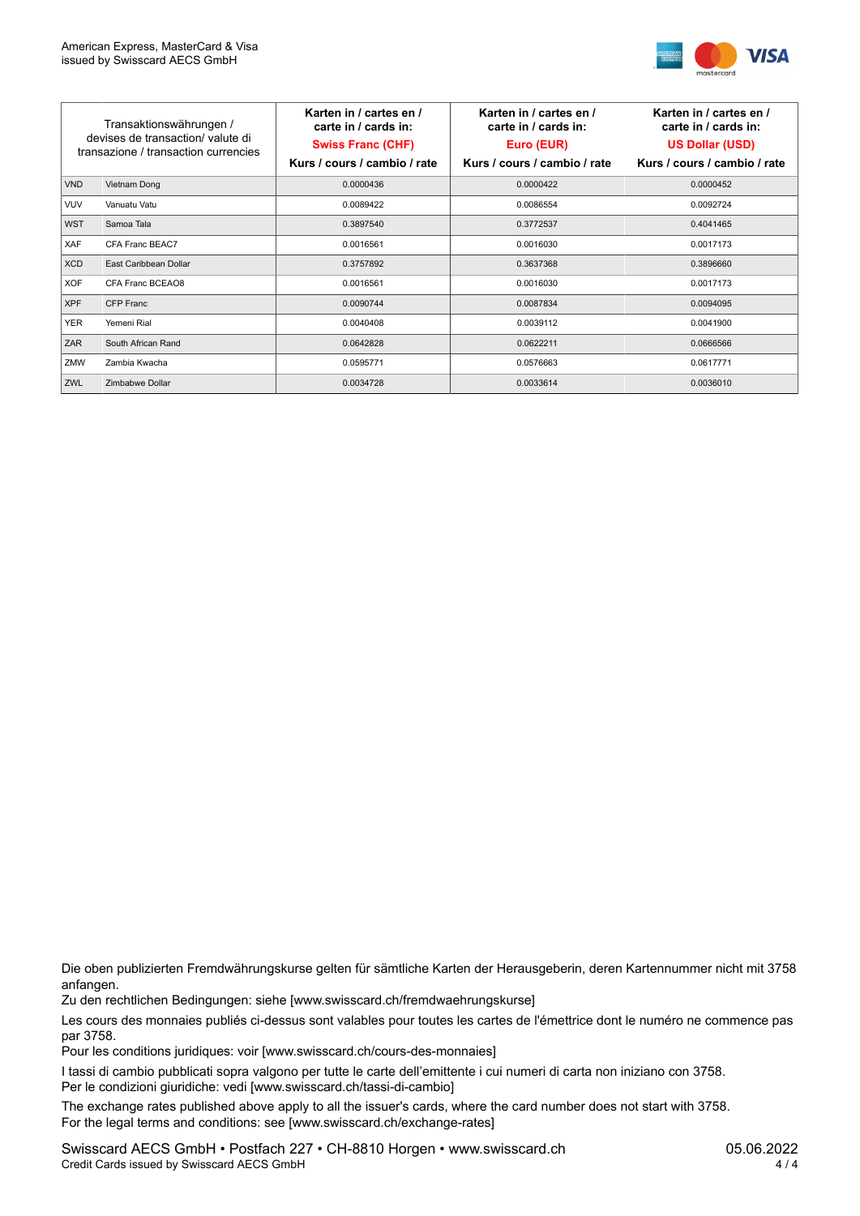| Transaktionswährungen / devises de transaction/ valute di transazione / transaction currencies | | Karten in / cartes en / carte in / cards in: Swiss Franc (CHF) Kurs / cours / cambio / rate | Karten in / cartes en / carte in / cards in: Euro (EUR) Kurs / cours / cambio / rate | Karten in / cartes en / carte in / cards in: US Dollar (USD) Kurs / cours / cambio / rate |
|---|---|---|---|---|
| VND | Vietnam Dong | 0.0000436 | 0.0000422 | 0.0000452 |
| VUV | Vanuatu Vatu | 0.0089422 | 0.0086554 | 0.0092724 |
| WST | Samoa Tala | 0.3897540 | 0.3772537 | 0.4041465 |
| XAF | CFA Franc BEAC7 | 0.0016561 | 0.0016030 | 0.0017173 |
| XCD | East Caribbean Dollar | 0.3757892 | 0.3637368 | 0.3896660 |
| XOF | CFA Franc BCEAO8 | 0.0016561 | 0.0016030 | 0.0017173 |
| XPF | CFP Franc | 0.0090744 | 0.0087834 | 0.0094095 |
| YER | Yemeni Rial | 0.0040408 | 0.0039112 | 0.0041900 |
| ZAR | South African Rand | 0.0642828 | 0.0622211 | 0.0666566 |
| ZMW | Zambia Kwacha | 0.0595771 | 0.0576663 | 0.0617771 |
| ZWL | Zimbabwe Dollar | 0.0034728 | 0.0033614 | 0.0036010 |

Die oben publizierten Fremdwährungskurse gelten für sämtliche Karten der Herausgeberin, deren Kartennummer nicht mit 3758 anfangen.
Zu den rechtlichen Bedingungen: siehe [www.swisscard.ch/fremdwaehrungskurse]

Les cours des monnaies publiés ci-dessus sont valables pour toutes les cartes de l'émettrice dont le numéro ne commence pas par 3758.
Pour les conditions juridiques: voir [www.swisscard.ch/cours-des-monnaies]

I tassi di cambio pubblicati sopra valgono per tutte le carte dell'emittente i cui numeri di carta non iniziano con 3758.
Per le condizioni giuridiche: vedi [www.swisscard.ch/tassi-di-cambio]

The exchange rates published above apply to all the issuer's cards, where the card number does not start with 3758.
For the legal terms and conditions: see [www.swisscard.ch/exchange-rates]

Swisscard AECS GmbH • Postfach 227 • CH-8810 Horgen • www.swisscard.ch
Credit Cards issued by Swisscard AECS GmbH

05.06.2022